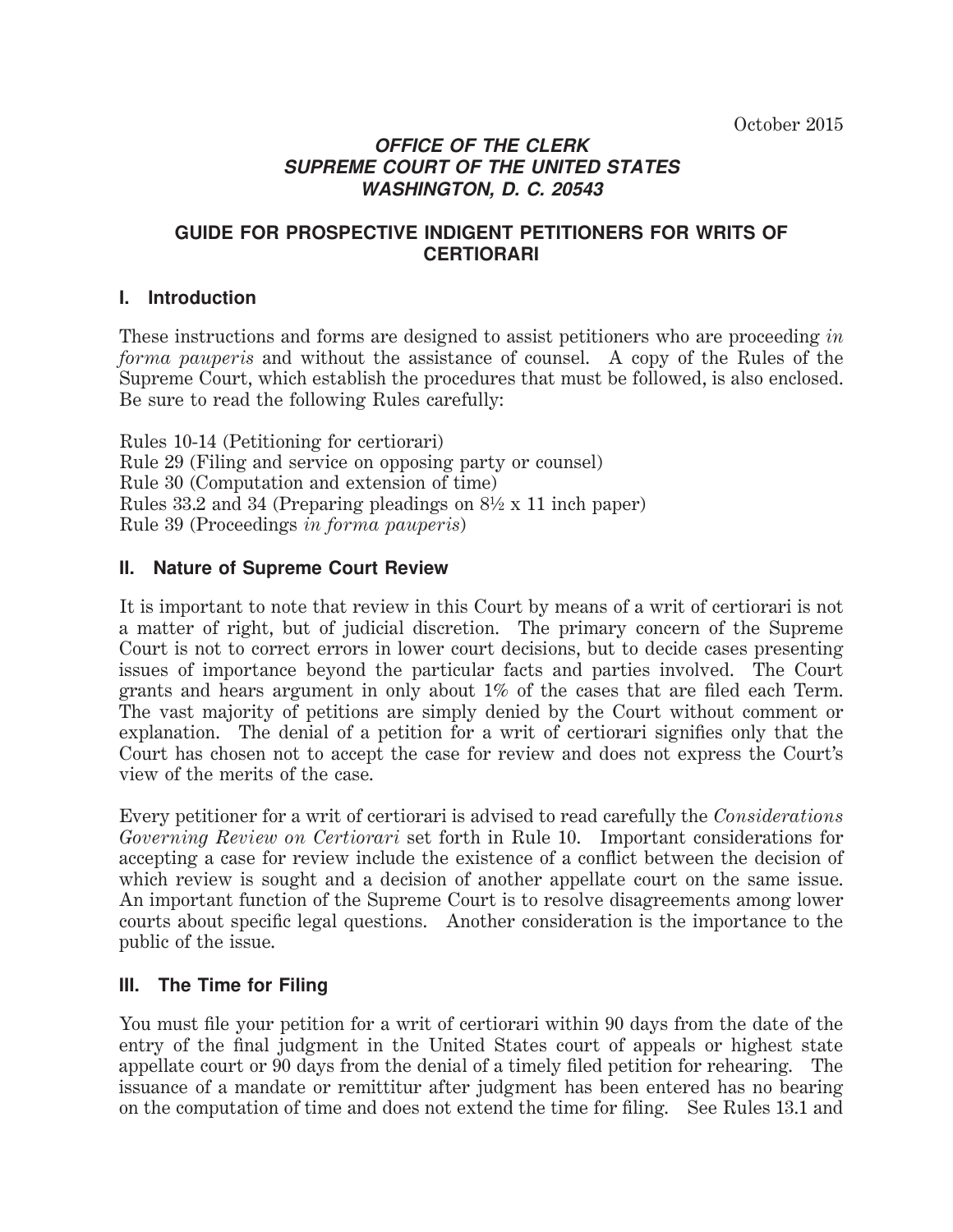October 2015

***OFFICE OF THE CLERK***
***SUPREME COURT OF THE UNITED STATES***
***WASHINGTON, D. C. 20543***

# GUIDE FOR PROSPECTIVE INDIGENT PETITIONERS FOR WRITS OF CERTIORARI

## I. Introduction

These instructions and forms are designed to assist petitioners who are proceeding *in forma pauperis* and without the assistance of counsel. A copy of the Rules of the Supreme Court, which establish the procedures that must be followed, is also enclosed. Be sure to read the following Rules carefully:

Rules 10-14 (Petitioning for certiorari)
Rule 29 (Filing and service on opposing party or counsel)
Rule 30 (Computation and extension of time)
Rules 33.2 and 34 (Preparing pleadings on 8½ x 11 inch paper)
Rule 39 (Proceedings *in forma pauperis*)

## II. Nature of Supreme Court Review

It is important to note that review in this Court by means of a writ of certiorari is not a matter of right, but of judicial discretion. The primary concern of the Supreme Court is not to correct errors in lower court decisions, but to decide cases presenting issues of importance beyond the particular facts and parties involved. The Court grants and hears argument in only about 1% of the cases that are filed each Term. The vast majority of petitions are simply denied by the Court without comment or explanation. The denial of a petition for a writ of certiorari signifies only that the Court has chosen not to accept the case for review and does not express the Court's view of the merits of the case.

Every petitioner for a writ of certiorari is advised to read carefully the *Considerations Governing Review on Certiorari* set forth in Rule 10. Important considerations for accepting a case for review include the existence of a conflict between the decision of which review is sought and a decision of another appellate court on the same issue. An important function of the Supreme Court is to resolve disagreements among lower courts about specific legal questions. Another consideration is the importance to the public of the issue.

## III. The Time for Filing

You must file your petition for a writ of certiorari within 90 days from the date of the entry of the final judgment in the United States court of appeals or highest state appellate court or 90 days from the denial of a timely filed petition for rehearing. The issuance of a mandate or remittitur after judgment has been entered has no bearing on the computation of time and does not extend the time for filing. See Rules 13.1 and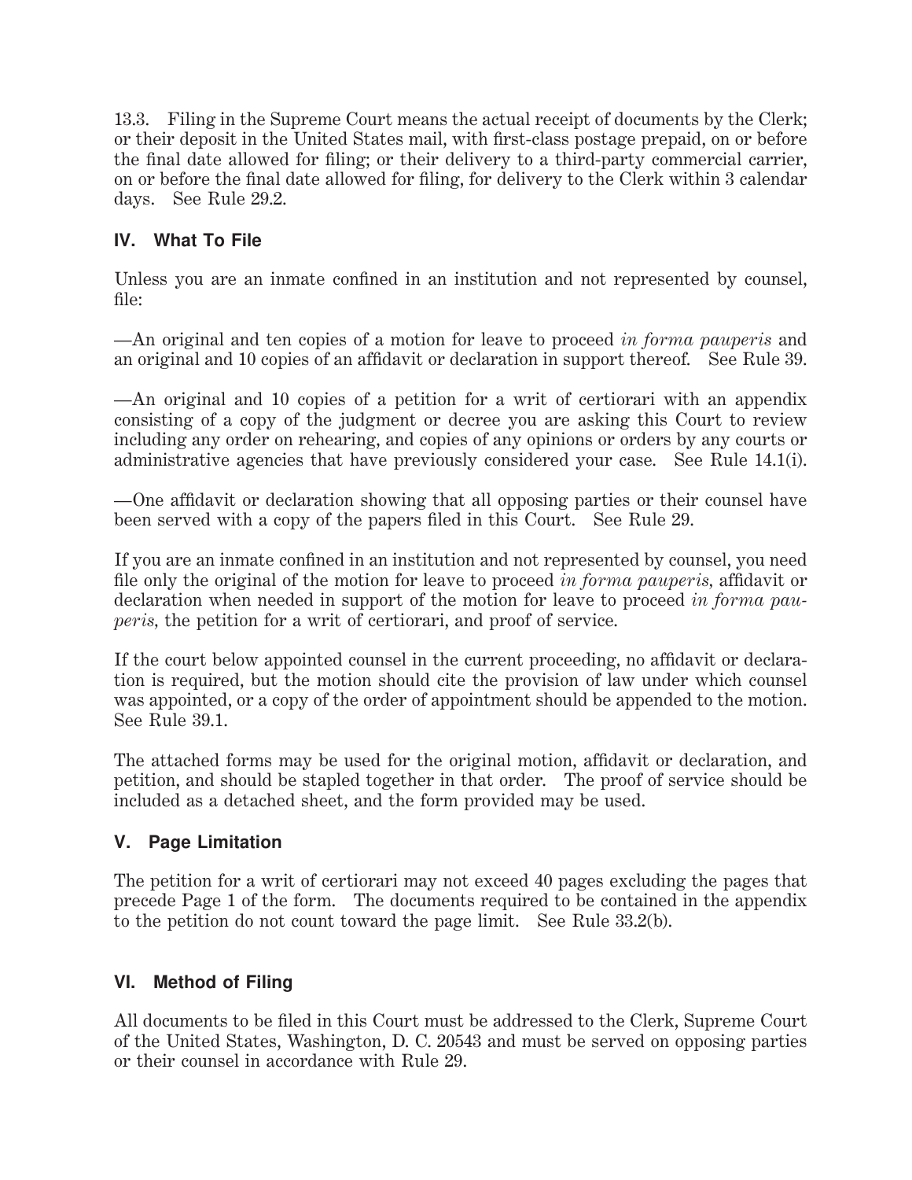13.3. Filing in the Supreme Court means the actual receipt of documents by the Clerk; or their deposit in the United States mail, with first-class postage prepaid, on or before the final date allowed for filing; or their delivery to a third-party commercial carrier, on or before the final date allowed for filing, for delivery to the Clerk within 3 calendar days. See Rule 29.2.

## IV. What To File

Unless you are an inmate confined in an institution and not represented by counsel, file:

—An original and ten copies of a motion for leave to proceed *in forma pauperis* and an original and 10 copies of an affidavit or declaration in support thereof. See Rule 39.

—An original and 10 copies of a petition for a writ of certiorari with an appendix consisting of a copy of the judgment or decree you are asking this Court to review including any order on rehearing, and copies of any opinions or orders by any courts or administrative agencies that have previously considered your case. See Rule 14.1(i).

—One affidavit or declaration showing that all opposing parties or their counsel have been served with a copy of the papers filed in this Court. See Rule 29.

If you are an inmate confined in an institution and not represented by counsel, you need file only the original of the motion for leave to proceed *in forma pauperis*, affidavit or declaration when needed in support of the motion for leave to proceed *in forma pauperis*, the petition for a writ of certiorari, and proof of service.

If the court below appointed counsel in the current proceeding, no affidavit or declaration is required, but the motion should cite the provision of law under which counsel was appointed, or a copy of the order of appointment should be appended to the motion. See Rule 39.1.

The attached forms may be used for the original motion, affidavit or declaration, and petition, and should be stapled together in that order. The proof of service should be included as a detached sheet, and the form provided may be used.

## V. Page Limitation

The petition for a writ of certiorari may not exceed 40 pages excluding the pages that precede Page 1 of the form. The documents required to be contained in the appendix to the petition do not count toward the page limit. See Rule 33.2(b).

## VI. Method of Filing

All documents to be filed in this Court must be addressed to the Clerk, Supreme Court of the United States, Washington, D. C. 20543 and must be served on opposing parties or their counsel in accordance with Rule 29.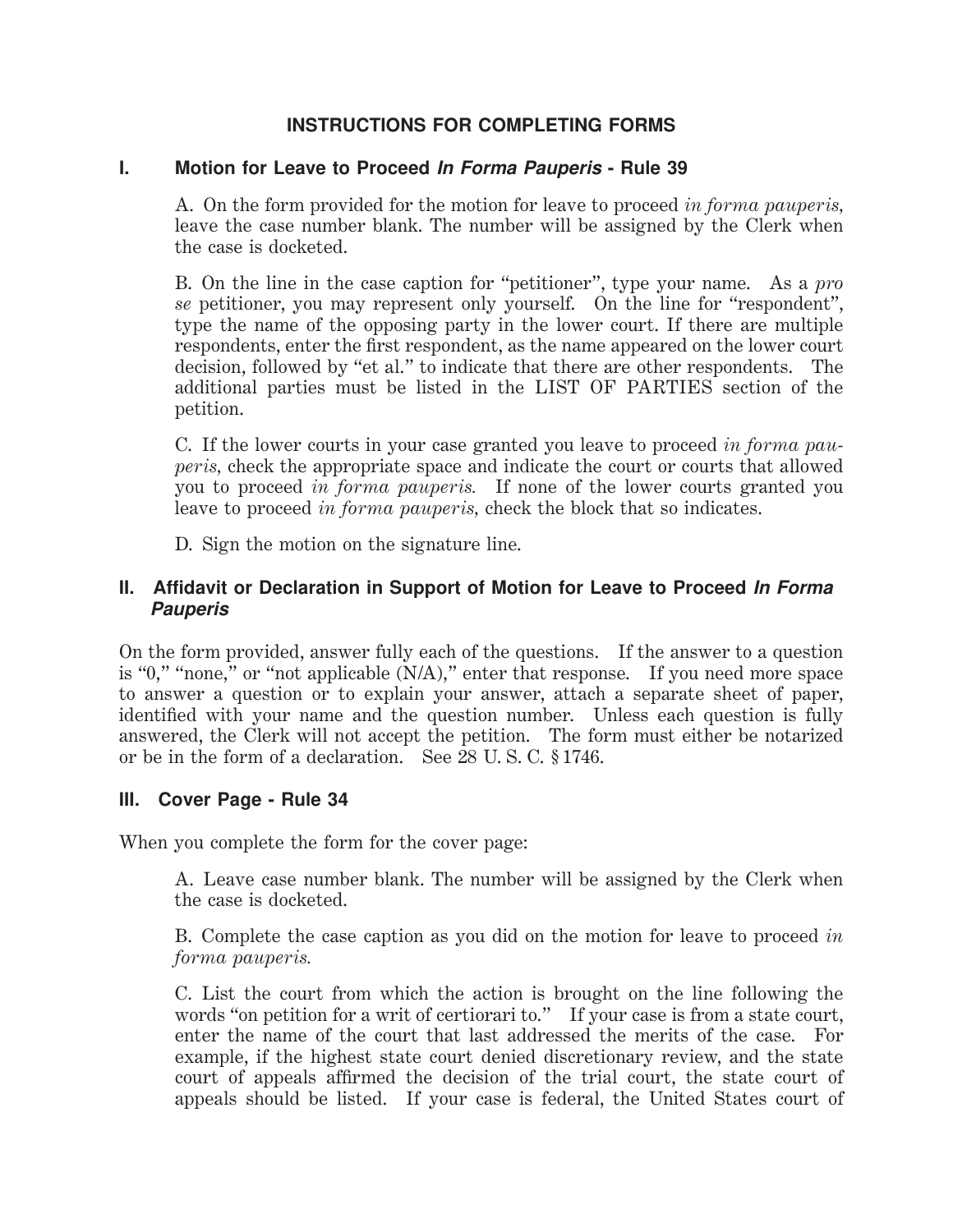## INSTRUCTIONS FOR COMPLETING FORMS

### I. Motion for Leave to Proceed *In Forma Pauperis* - Rule 39

A. On the form provided for the motion for leave to proceed *in forma pauperis,* leave the case number blank. The number will be assigned by the Clerk when the case is docketed.

B. On the line in the case caption for "petitioner", type your name. As a *pro se* petitioner, you may represent only yourself. On the line for "respondent", type the name of the opposing party in the lower court. If there are multiple respondents, enter the first respondent, as the name appeared on the lower court decision, followed by "et al." to indicate that there are other respondents. The additional parties must be listed in the LIST OF PARTIES section of the petition.

C. If the lower courts in your case granted you leave to proceed *in forma pauperis,* check the appropriate space and indicate the court or courts that allowed you to proceed *in forma pauperis.* If none of the lower courts granted you leave to proceed *in forma pauperis,* check the block that so indicates.

D. Sign the motion on the signature line.

### II. Affidavit or Declaration in Support of Motion for Leave to Proceed *In Forma Pauperis*

On the form provided, answer fully each of the questions. If the answer to a question is "0," "none," or "not applicable (N/A)," enter that response. If you need more space to answer a question or to explain your answer, attach a separate sheet of paper, identified with your name and the question number. Unless each question is fully answered, the Clerk will not accept the petition. The form must either be notarized or be in the form of a declaration. See 28 U. S. C. § 1746.

### III. Cover Page - Rule 34

When you complete the form for the cover page:

A. Leave case number blank. The number will be assigned by the Clerk when the case is docketed.

B. Complete the case caption as you did on the motion for leave to proceed *in forma pauperis.*

C. List the court from which the action is brought on the line following the words "on petition for a writ of certiorari to." If your case is from a state court, enter the name of the court that last addressed the merits of the case. For example, if the highest state court denied discretionary review, and the state court of appeals affirmed the decision of the trial court, the state court of appeals should be listed. If your case is federal, the United States court of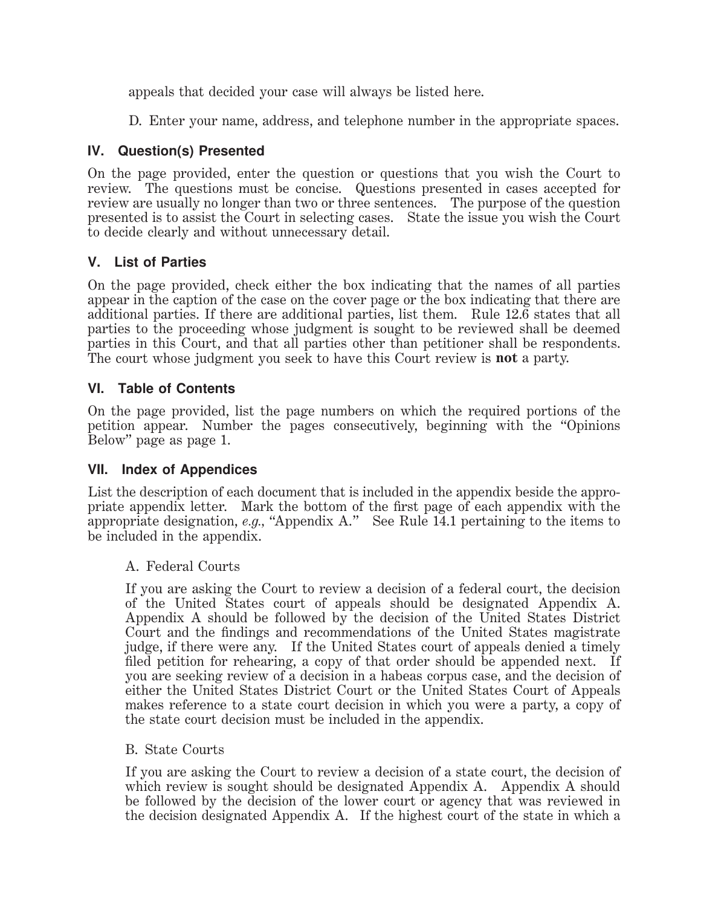appeals that decided your case will always be listed here.

D. Enter your name, address, and telephone number in the appropriate spaces.

## IV. Question(s) Presented

On the page provided, enter the question or questions that you wish the Court to review. The questions must be concise. Questions presented in cases accepted for review are usually no longer than two or three sentences. The purpose of the question presented is to assist the Court in selecting cases. State the issue you wish the Court to decide clearly and without unnecessary detail.

## V. List of Parties

On the page provided, check either the box indicating that the names of all parties appear in the caption of the case on the cover page or the box indicating that there are additional parties. If there are additional parties, list them. Rule 12.6 states that all parties to the proceeding whose judgment is sought to be reviewed shall be deemed parties in this Court, and that all parties other than petitioner shall be respondents. The court whose judgment you seek to have this Court review is **not** a party.

## VI. Table of Contents

On the page provided, list the page numbers on which the required portions of the petition appear. Number the pages consecutively, beginning with the "Opinions Below" page as page 1.

## VII. Index of Appendices

List the description of each document that is included in the appendix beside the appropriate appendix letter. Mark the bottom of the first page of each appendix with the appropriate designation, *e.g.*, "Appendix A." See Rule 14.1 pertaining to the items to be included in the appendix.

A. Federal Courts

If you are asking the Court to review a decision of a federal court, the decision of the United States court of appeals should be designated Appendix A. Appendix A should be followed by the decision of the United States District Court and the findings and recommendations of the United States magistrate judge, if there were any. If the United States court of appeals denied a timely filed petition for rehearing, a copy of that order should be appended next. If you are seeking review of a decision in a habeas corpus case, and the decision of either the United States District Court or the United States Court of Appeals makes reference to a state court decision in which you were a party, a copy of the state court decision must be included in the appendix.

B. State Courts

If you are asking the Court to review a decision of a state court, the decision of which review is sought should be designated Appendix A. Appendix A should be followed by the decision of the lower court or agency that was reviewed in the decision designated Appendix A. If the highest court of the state in which a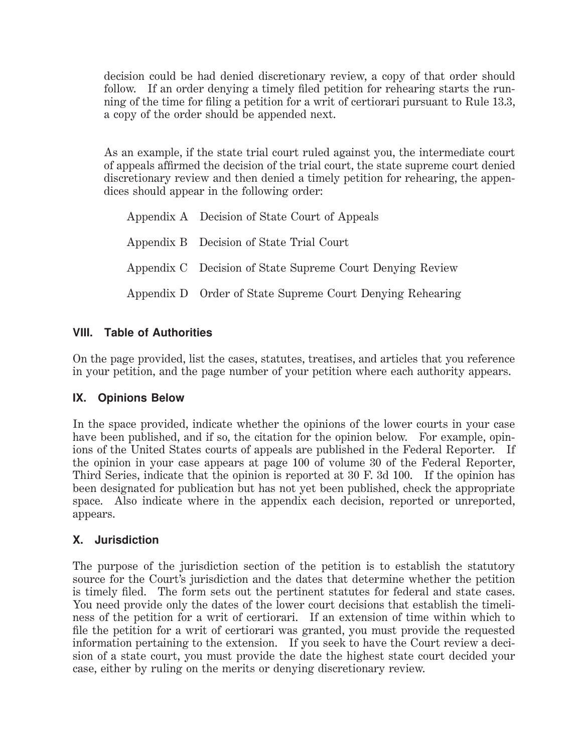decision could be had denied discretionary review, a copy of that order should follow. If an order denying a timely filed petition for rehearing starts the running of the time for filing a petition for a writ of certiorari pursuant to Rule 13.3, a copy of the order should be appended next.

As an example, if the state trial court ruled against you, the intermediate court of appeals affirmed the decision of the trial court, the state supreme court denied discretionary review and then denied a timely petition for rehearing, the appendices should appear in the following order:

Appendix A Decision of State Court of Appeals

Appendix B Decision of State Trial Court

Appendix C Decision of State Supreme Court Denying Review

Appendix D Order of State Supreme Court Denying Rehearing

### VIII. Table of Authorities

On the page provided, list the cases, statutes, treatises, and articles that you reference in your petition, and the page number of your petition where each authority appears.

### IX. Opinions Below

In the space provided, indicate whether the opinions of the lower courts in your case have been published, and if so, the citation for the opinion below. For example, opinions of the United States courts of appeals are published in the Federal Reporter. If the opinion in your case appears at page 100 of volume 30 of the Federal Reporter, Third Series, indicate that the opinion is reported at 30 F. 3d 100. If the opinion has been designated for publication but has not yet been published, check the appropriate space. Also indicate where in the appendix each decision, reported or unreported, appears.

### X. Jurisdiction

The purpose of the jurisdiction section of the petition is to establish the statutory source for the Court's jurisdiction and the dates that determine whether the petition is timely filed. The form sets out the pertinent statutes for federal and state cases. You need provide only the dates of the lower court decisions that establish the timeliness of the petition for a writ of certiorari. If an extension of time within which to file the petition for a writ of certiorari was granted, you must provide the requested information pertaining to the extension. If you seek to have the Court review a decision of a state court, you must provide the date the highest state court decided your case, either by ruling on the merits or denying discretionary review.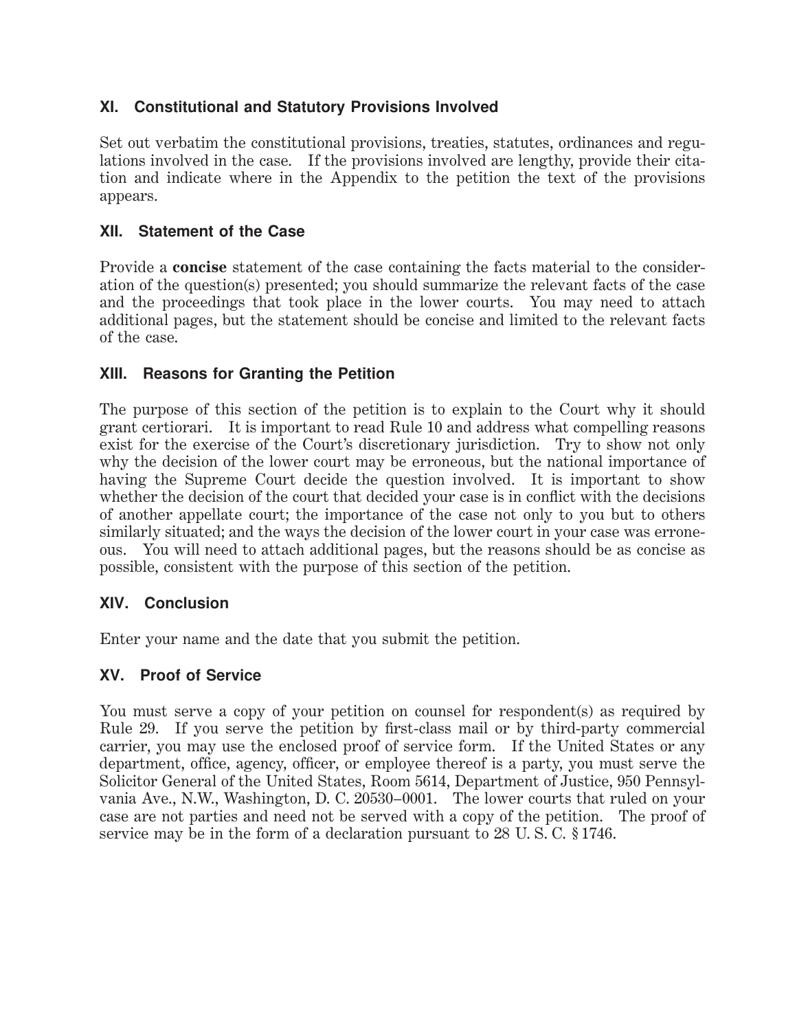### XI. Constitutional and Statutory Provisions Involved

Set out verbatim the constitutional provisions, treaties, statutes, ordinances and regulations involved in the case. If the provisions involved are lengthy, provide their citation and indicate where in the Appendix to the petition the text of the provisions appears.

### XII. Statement of the Case

Provide a **concise** statement of the case containing the facts material to the consideration of the question(s) presented; you should summarize the relevant facts of the case and the proceedings that took place in the lower courts. You may need to attach additional pages, but the statement should be concise and limited to the relevant facts of the case.

### XIII. Reasons for Granting the Petition

The purpose of this section of the petition is to explain to the Court why it should grant certiorari. It is important to read Rule 10 and address what compelling reasons exist for the exercise of the Court's discretionary jurisdiction. Try to show not only why the decision of the lower court may be erroneous, but the national importance of having the Supreme Court decide the question involved. It is important to show whether the decision of the court that decided your case is in conflict with the decisions of another appellate court; the importance of the case not only to you but to others similarly situated; and the ways the decision of the lower court in your case was erroneous. You will need to attach additional pages, but the reasons should be as concise as possible, consistent with the purpose of this section of the petition.

### XIV. Conclusion

Enter your name and the date that you submit the petition.

### XV. Proof of Service

You must serve a copy of your petition on counsel for respondent(s) as required by Rule 29. If you serve the petition by first-class mail or by third-party commercial carrier, you may use the enclosed proof of service form. If the United States or any department, office, agency, officer, or employee thereof is a party, you must serve the Solicitor General of the United States, Room 5614, Department of Justice, 950 Pennsylvania Ave., N.W., Washington, D. C. 20530–0001. The lower courts that ruled on your case are not parties and need not be served with a copy of the petition. The proof of service may be in the form of a declaration pursuant to 28 U. S. C. § 1746.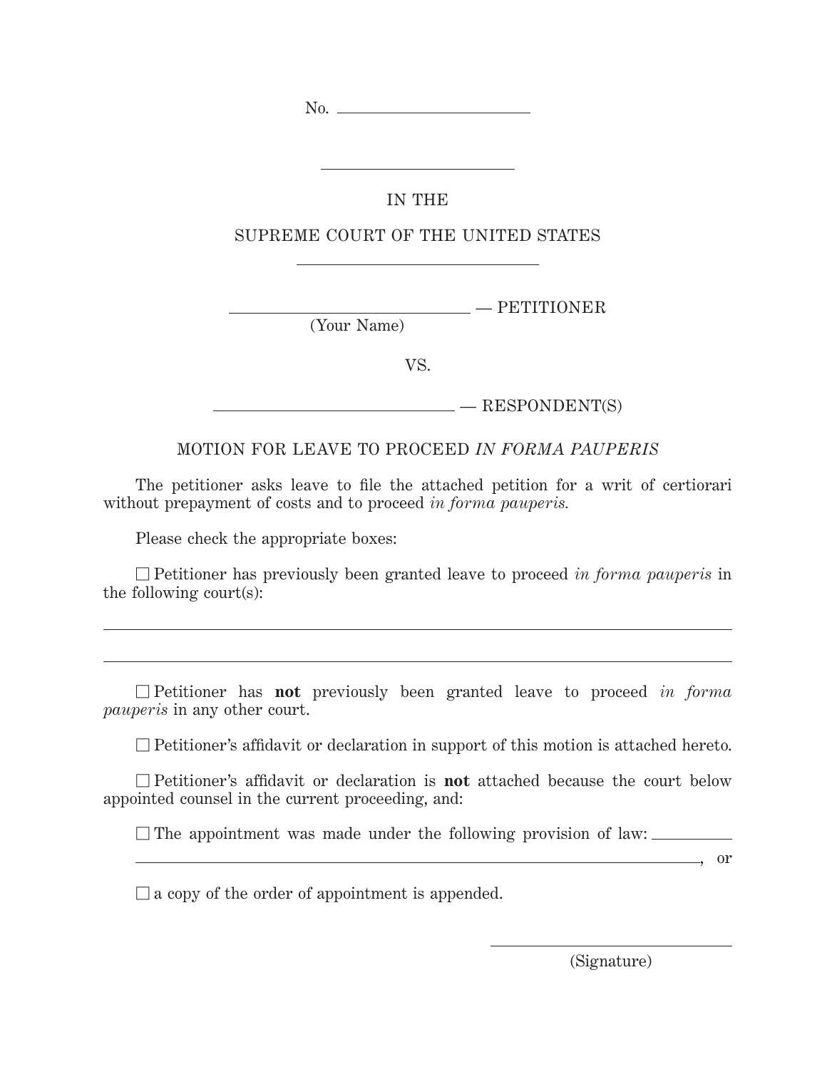No. ____________________

____________________

IN THE

SUPREME COURT OF THE UNITED STATES

____________________

________________________ — PETITIONER
(Your Name)

VS.

________________________ — RESPONDENT(S)

MOTION FOR LEAVE TO PROCEED *IN FORMA PAUPERIS*

The petitioner asks leave to file the attached petition for a writ of certiorari without prepayment of costs and to proceed *in forma pauperis.*

Please check the appropriate boxes:

☐ Petitioner has previously been granted leave to proceed *in forma pauperis* in the following court(s):

______________________________________________________________

______________________________________________________________

☐ Petitioner has **not** previously been granted leave to proceed *in forma pauperis* in any other court.

☐ Petitioner's affidavit or declaration in support of this motion is attached hereto.

☐ Petitioner's affidavit or declaration is **not** attached because the court below appointed counsel in the current proceeding, and:

☐ The appointment was made under the following provision of law: __________ ______________________________________________________________, or

☐ a copy of the order of appointment is appended.

____________________
(Signature)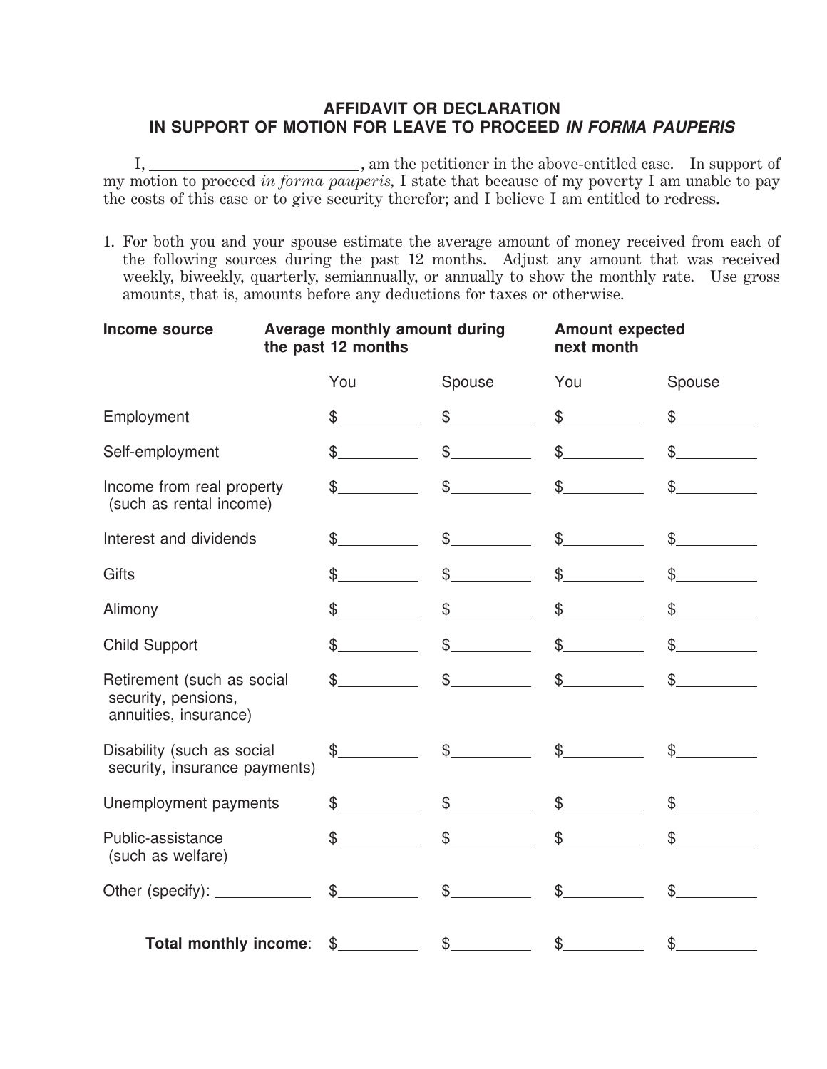## AFFIDAVIT OR DECLARATION IN SUPPORT OF MOTION FOR LEAVE TO PROCEED *IN FORMA PAUPERIS*

I, ________________________, am the petitioner in the above-entitled case. In support of my motion to proceed *in forma pauperis*, I state that because of my poverty I am unable to pay the costs of this case or to give security therefor; and I believe I am entitled to redress.

1. For both you and your spouse estimate the average amount of money received from each of the following sources during the past 12 months. Adjust any amount that was received weekly, biweekly, quarterly, semiannually, or annually to show the monthly rate. Use gross amounts, that is, amounts before any deductions for taxes or otherwise.

| **Income source** | **Average monthly amount during the past 12 months** | | **Amount expected next month** | |
|---|---|---|---|---|
| | You | Spouse | You | Spouse |
| Employment | $_________ | $_________ | $_________ | $_________ |
| Self-employment | $_________ | $_________ | $_________ | $_________ |
| Income from real property (such as rental income) | $_________ | $_________ | $_________ | $_________ |
| Interest and dividends | $_________ | $_________ | $_________ | $_________ |
| Gifts | $_________ | $_________ | $_________ | $_________ |
| Alimony | $_________ | $_________ | $_________ | $_________ |
| Child Support | $_________ | $_________ | $_________ | $_________ |
| Retirement (such as social security, pensions, annuities, insurance) | $_________ | $_________ | $_________ | $_________ |
| Disability (such as social security, insurance payments) | $_________ | $_________ | $_________ | $_________ |
| Unemployment payments | $_________ | $_________ | $_________ | $_________ |
| Public-assistance (such as welfare) | $_________ | $_________ | $_________ | $_________ |
| Other (specify): ___________ | $_________ | $_________ | $_________ | $_________ |
| **Total monthly income**: | $_________ | $_________ | $_________ | $_________ |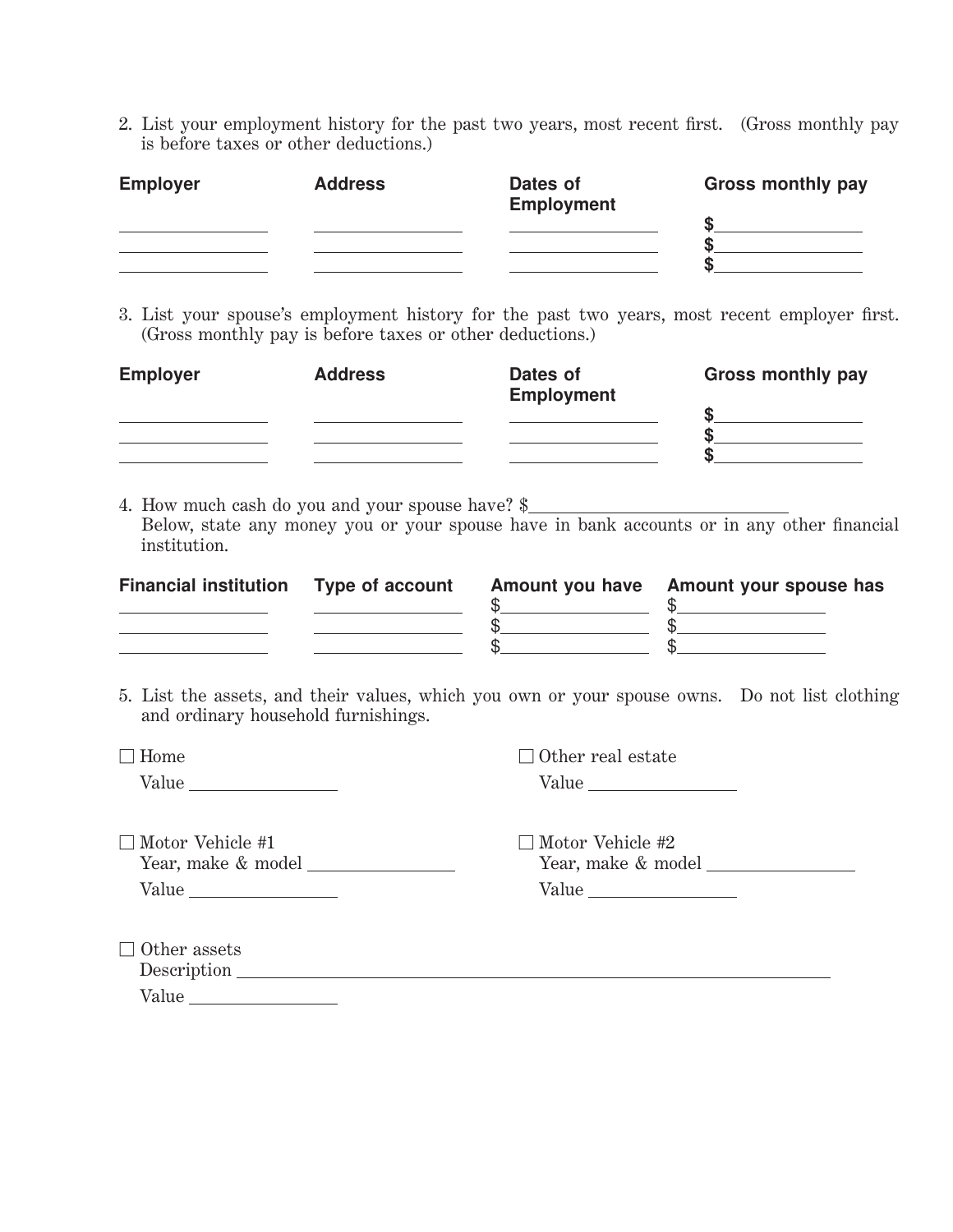2. List your employment history for the past two years, most recent first. (Gross monthly pay is before taxes or other deductions.)

| **Employer** | **Address** | **Dates of Employment** | **Gross monthly pay** |
|---|---|---|---|
| ________ | ________ | ________ | **$**________ |
| ________ | ________ | ________ | **$**________ |
| ________ | ________ | ________ | **$**________ |

3. List your spouse's employment history for the past two years, most recent employer first. (Gross monthly pay is before taxes or other deductions.)

| **Employer** | **Address** | **Dates of Employment** | **Gross monthly pay** |
|---|---|---|---|
| ________ | ________ | ________ | **$**________ |
| ________ | ________ | ________ | **$**________ |
| ________ | ________ | ________ | **$**________ |

4. How much cash do you and your spouse have? $________________

   Below, state any money you or your spouse have in bank accounts or in any other financial institution.

| **Financial institution** | **Type of account** | **Amount you have** | **Amount your spouse has** |
|---|---|---|---|
| ________ | ________ | $________ | $________ |
| ________ | ________ | $________ | $________ |
| ________ | ________ | $________ | $________ |

5. List the assets, and their values, which you own or your spouse owns. Do not list clothing and ordinary household furnishings.

☐ Home
Value ________

☐ Other real estate
Value ________

☐ Motor Vehicle #1
Year, make & model ________
Value ________

☐ Motor Vehicle #2
Year, make & model ________
Value ________

☐ Other assets
Description ________________________________
Value ________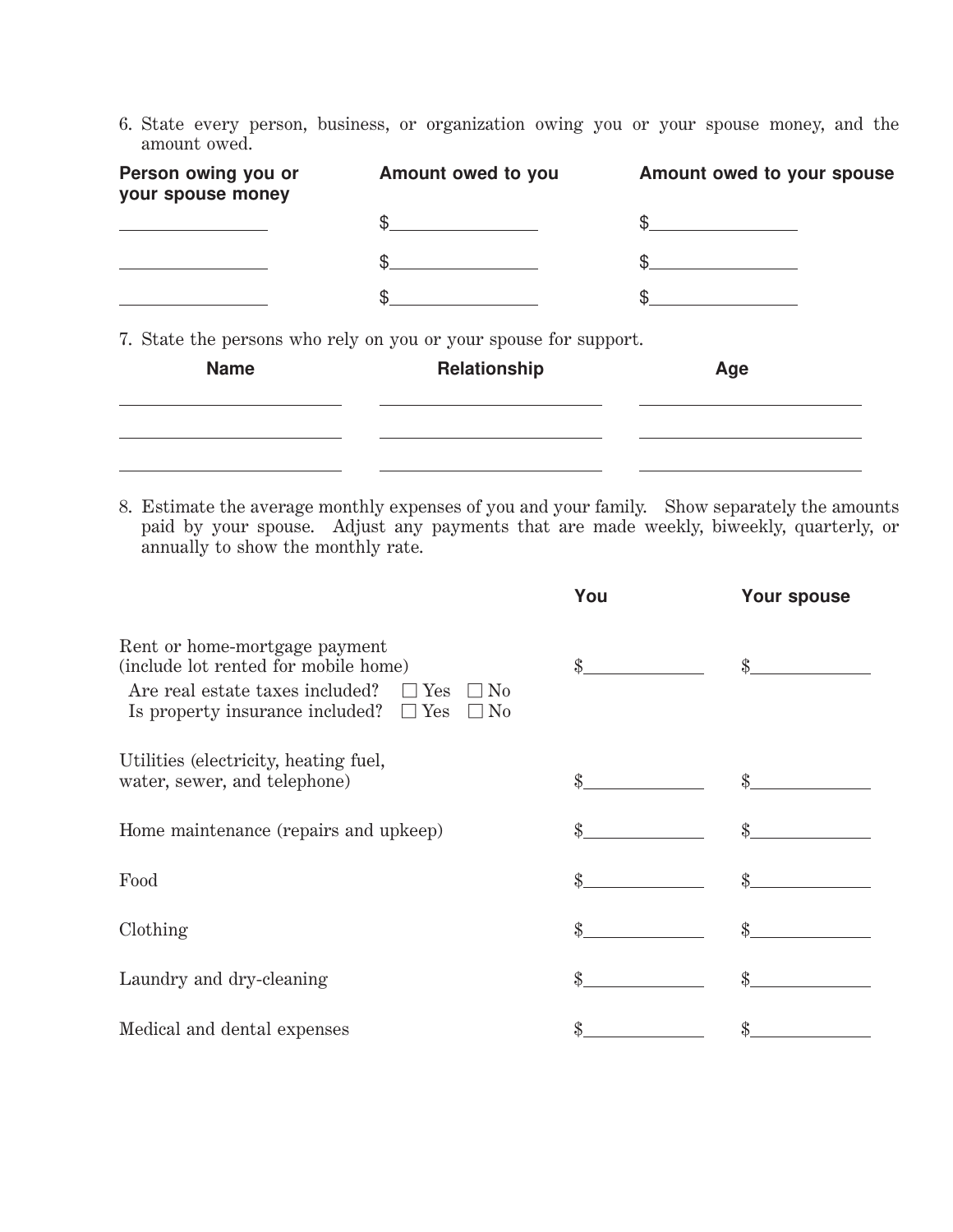6. State every person, business, or organization owing you or your spouse money, and the amount owed.

| Person owing you or your spouse money | Amount owed to you | Amount owed to your spouse |
|---|---|---|
| ____________ | $____________ | $____________ |
| ____________ | $____________ | $____________ |
| ____________ | $____________ | $____________ |

7. State the persons who rely on you or your spouse for support.

| Name | Relationship | Age |
|---|---|---|
| ____________ | ____________ | ____________ |
| ____________ | ____________ | ____________ |
| ____________ | ____________ | ____________ |

8. Estimate the average monthly expenses of you and your family. Show separately the amounts paid by your spouse. Adjust any payments that are made weekly, biweekly, quarterly, or annually to show the monthly rate.

| | You | Your spouse |
|---|---|---|
| Rent or home-mortgage payment (include lot rented for mobile home)<br>Are real estate taxes included? ☐ Yes ☐ No<br>Is property insurance included? ☐ Yes ☐ No | $____________ | $____________ |
| Utilities (electricity, heating fuel, water, sewer, and telephone) | $____________ | $____________ |
| Home maintenance (repairs and upkeep) | $____________ | $____________ |
| Food | $____________ | $____________ |
| Clothing | $____________ | $____________ |
| Laundry and dry-cleaning | $____________ | $____________ |
| Medical and dental expenses | $____________ | $____________ |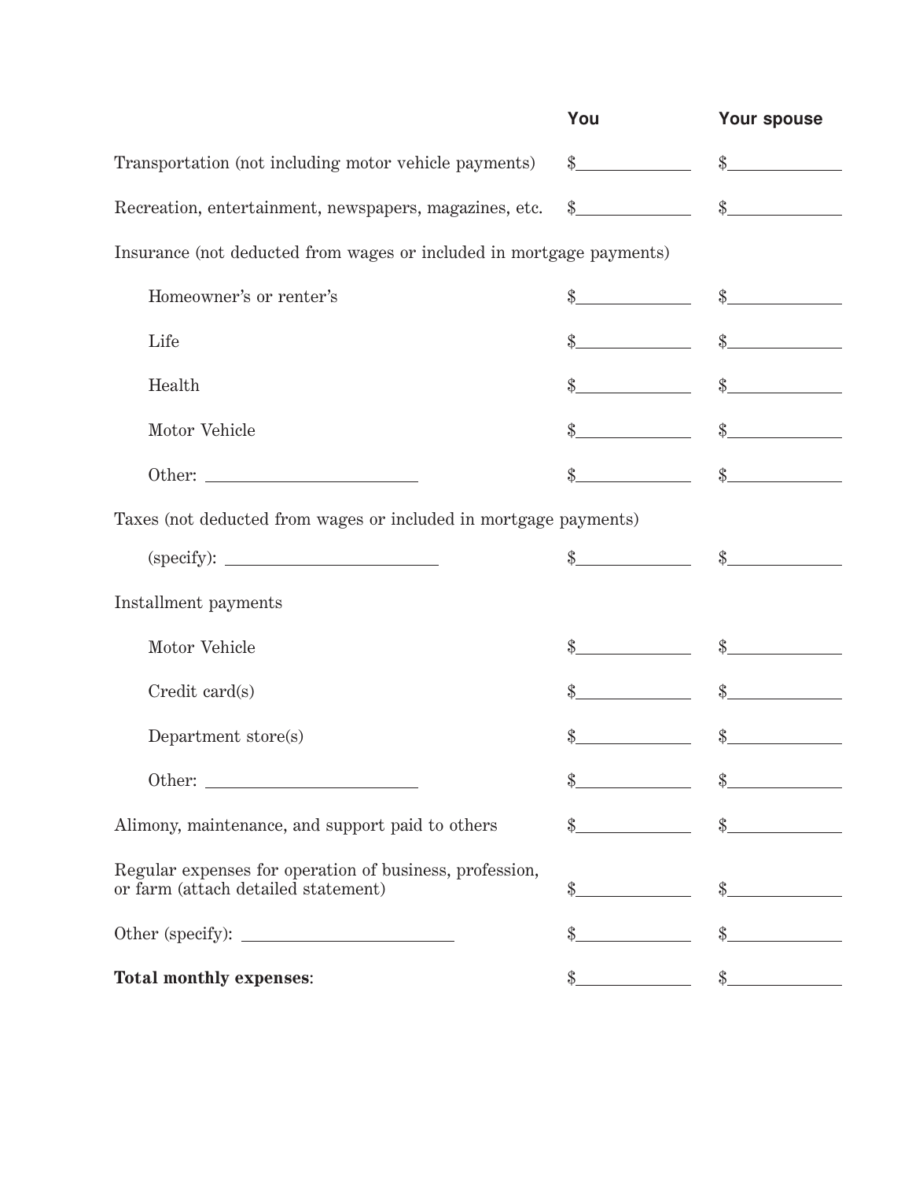| | You | Your spouse |
|---|---|---|
| Transportation (not including motor vehicle payments) | $\_\_\_\_\_\_\_\_ | $\_\_\_\_\_\_\_\_ |
| Recreation, entertainment, newspapers, magazines, etc. | $\_\_\_\_\_\_\_\_ | $\_\_\_\_\_\_\_\_ |
| Insurance (not deducted from wages or included in mortgage payments) | | |
| Homeowner's or renter's | $\_\_\_\_\_\_\_\_ | $\_\_\_\_\_\_\_\_ |
| Life | $\_\_\_\_\_\_\_\_ | $\_\_\_\_\_\_\_\_ |
| Health | $\_\_\_\_\_\_\_\_ | $\_\_\_\_\_\_\_\_ |
| Motor Vehicle | $\_\_\_\_\_\_\_\_ | $\_\_\_\_\_\_\_\_ |
| Other: \_\_\_\_\_\_\_\_\_\_\_\_ | $\_\_\_\_\_\_\_\_ | $\_\_\_\_\_\_\_\_ |
| Taxes (not deducted from wages or included in mortgage payments) | | |
| (specify): \_\_\_\_\_\_\_\_\_\_\_\_ | $\_\_\_\_\_\_\_\_ | $\_\_\_\_\_\_\_\_ |
| Installment payments | | |
| Motor Vehicle | $\_\_\_\_\_\_\_\_ | $\_\_\_\_\_\_\_\_ |
| Credit card(s) | $\_\_\_\_\_\_\_\_ | $\_\_\_\_\_\_\_\_ |
| Department store(s) | $\_\_\_\_\_\_\_\_ | $\_\_\_\_\_\_\_\_ |
| Other: \_\_\_\_\_\_\_\_\_\_\_\_ | $\_\_\_\_\_\_\_\_ | $\_\_\_\_\_\_\_\_ |
| Alimony, maintenance, and support paid to others | $\_\_\_\_\_\_\_\_ | $\_\_\_\_\_\_\_\_ |
| Regular expenses for operation of business, profession, or farm (attach detailed statement) | $\_\_\_\_\_\_\_\_ | $\_\_\_\_\_\_\_\_ |
| Other (specify): \_\_\_\_\_\_\_\_\_\_\_\_ | $\_\_\_\_\_\_\_\_ | $\_\_\_\_\_\_\_\_ |
| **Total monthly expenses**: | $\_\_\_\_\_\_\_\_ | $\_\_\_\_\_\_\_\_ |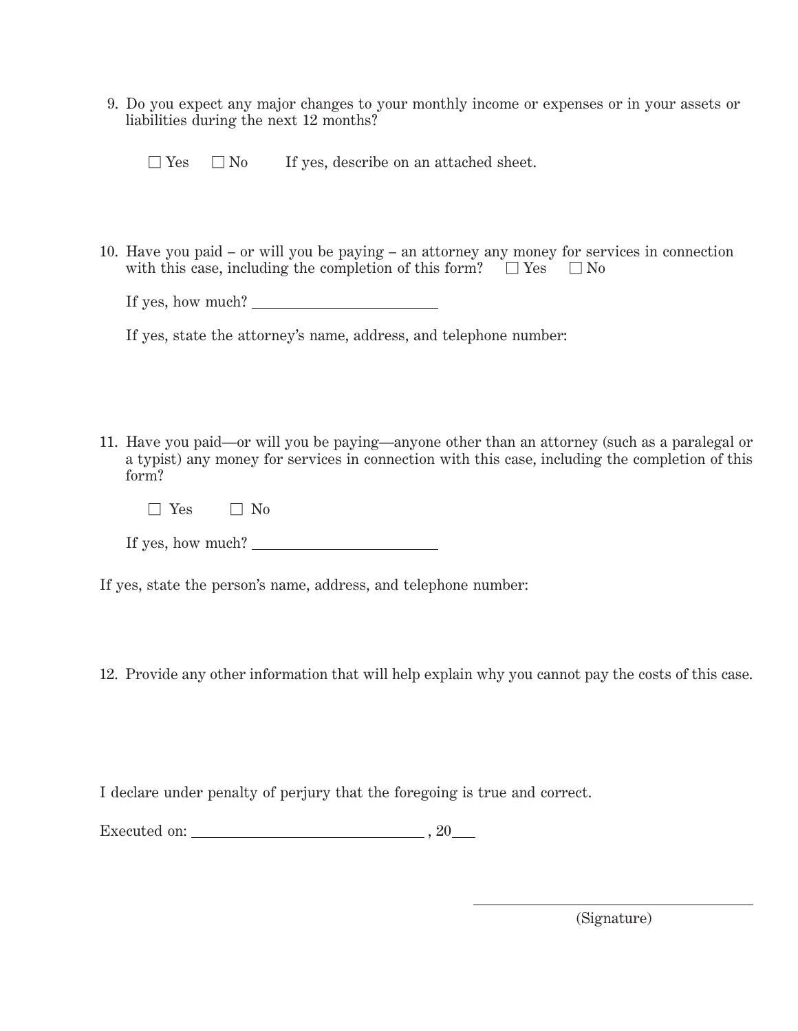9. Do you expect any major changes to your monthly income or expenses or in your assets or liabilities during the next 12 months?

   ☐ Yes ☐ No If yes, describe on an attached sheet.

10. Have you paid – or will you be paying – an attorney any money for services in connection with this case, including the completion of this form? ☐ Yes ☐ No

    If yes, how much? \_\_\_\_\_\_\_\_\_\_\_\_\_\_\_\_\_\_\_\_\_\_\_\_

    If yes, state the attorney's name, address, and telephone number:

11. Have you paid—or will you be paying—anyone other than an attorney (such as a paralegal or a typist) any money for services in connection with this case, including the completion of this form?

    ☐ Yes ☐ No

    If yes, how much? \_\_\_\_\_\_\_\_\_\_\_\_\_\_\_\_\_\_\_\_\_\_\_\_

If yes, state the person's name, address, and telephone number:

12. Provide any other information that will help explain why you cannot pay the costs of this case.

I declare under penalty of perjury that the foregoing is true and correct.

Executed on: \_\_\_\_\_\_\_\_\_\_\_\_\_\_\_\_\_\_\_\_\_\_\_\_\_\_\_\_\_\_ , 20\_\_\_

\_\_\_\_\_\_\_\_\_\_\_\_\_\_\_\_\_\_\_\_\_\_\_\_\_\_\_\_\_\_\_\_\_\_\_\_

(Signature)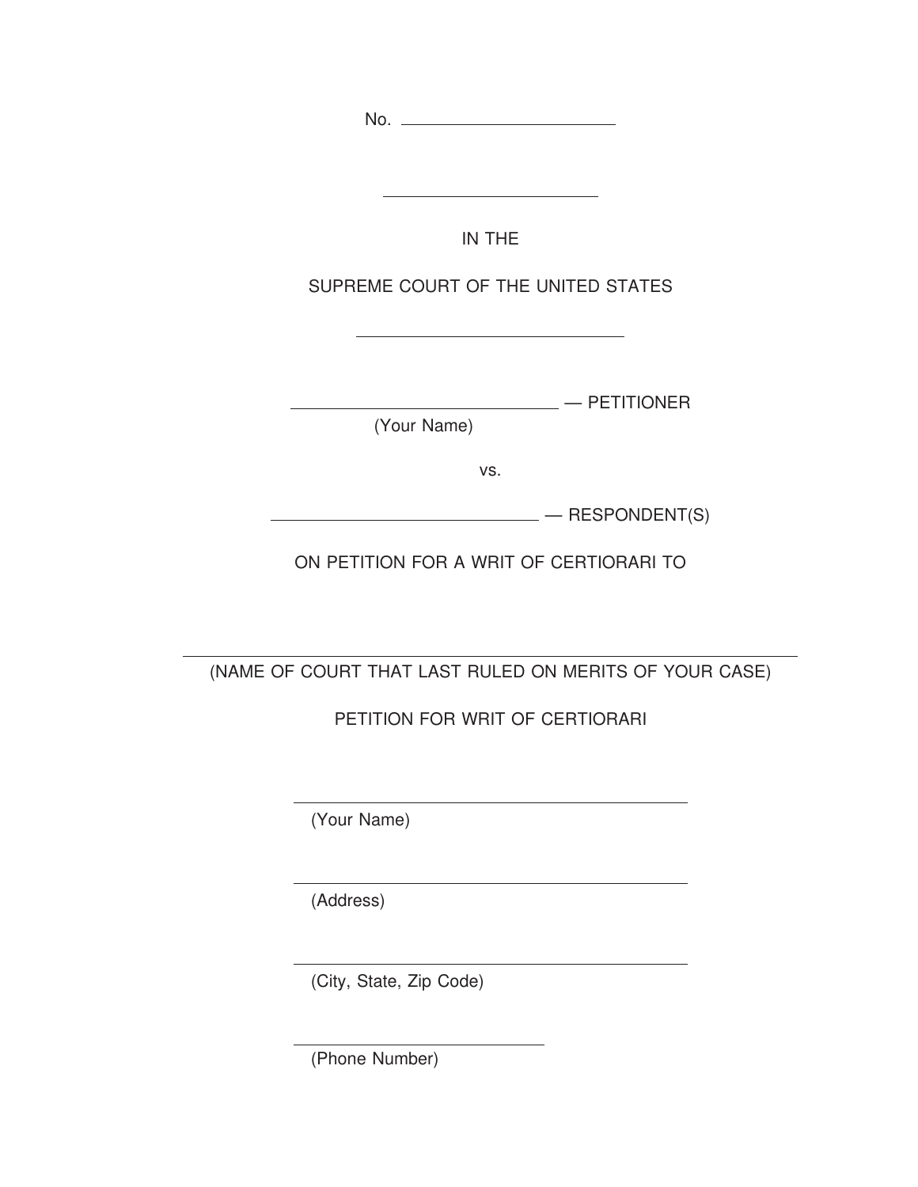No. ______________________

______________________

IN THE

SUPREME COURT OF THE UNITED STATES

______________________

______________________ — PETITIONER
(Your Name)

vs.

______________________ — RESPONDENT(S)

ON PETITION FOR A WRIT OF CERTIORARI TO

______________________________________________
(NAME OF COURT THAT LAST RULED ON MERITS OF YOUR CASE)

PETITION FOR WRIT OF CERTIORARI

______________________________
(Your Name)

______________________________
(Address)

______________________________
(City, State, Zip Code)

______________________
(Phone Number)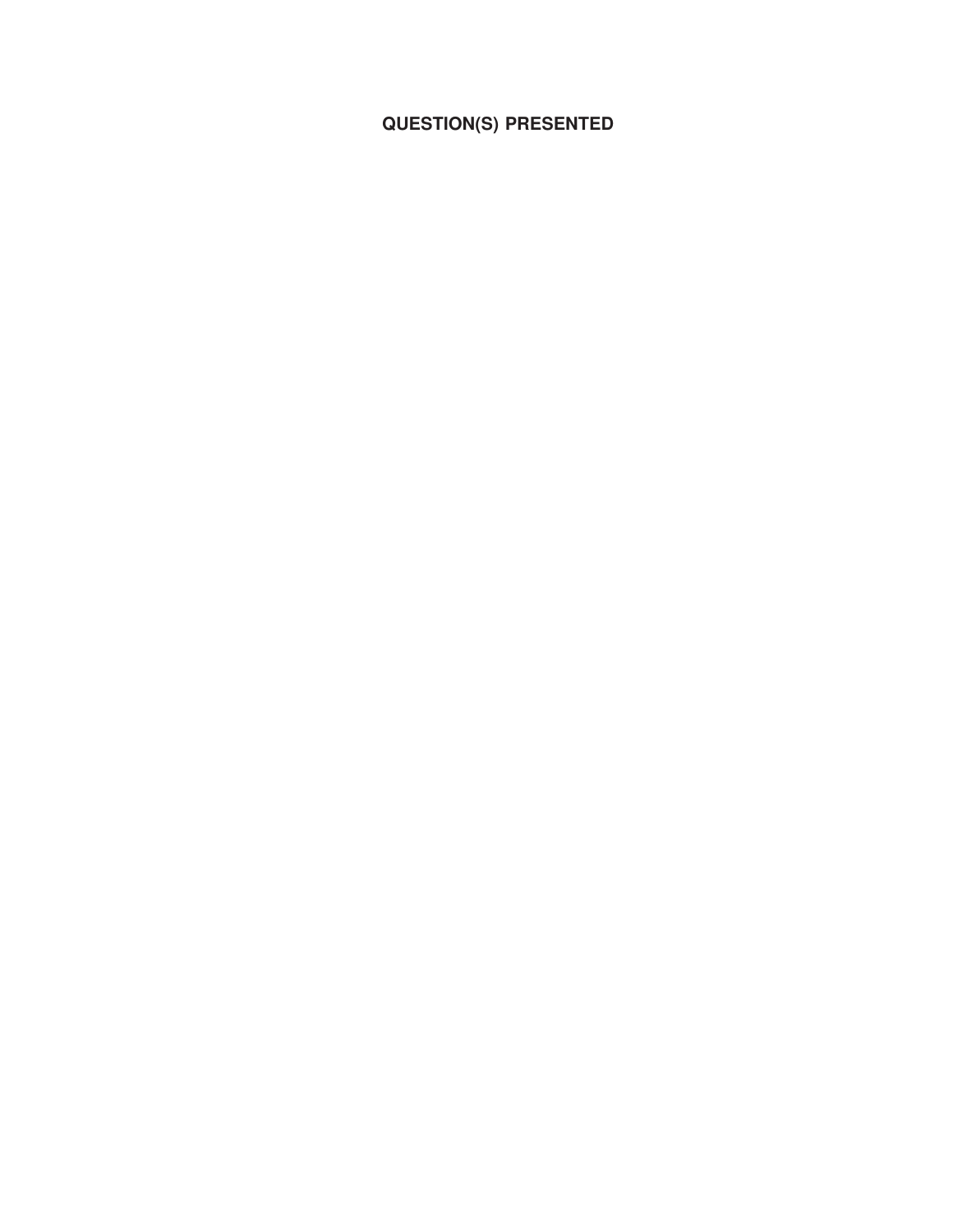# QUESTION(S) PRESENTED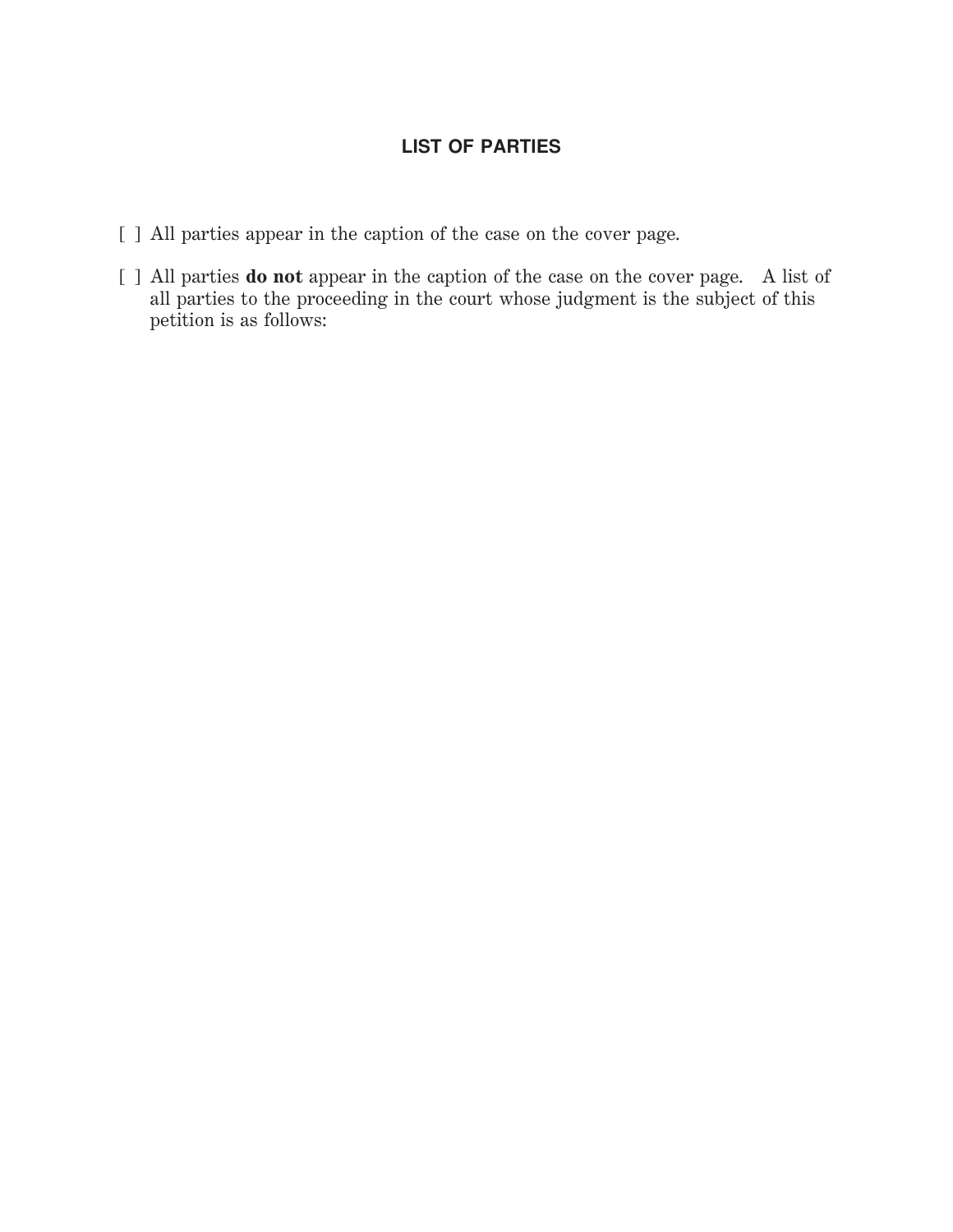## LIST OF PARTIES

[ ] All parties appear in the caption of the case on the cover page.

[ ] All parties **do not** appear in the caption of the case on the cover page. A list of all parties to the proceeding in the court whose judgment is the subject of this petition is as follows: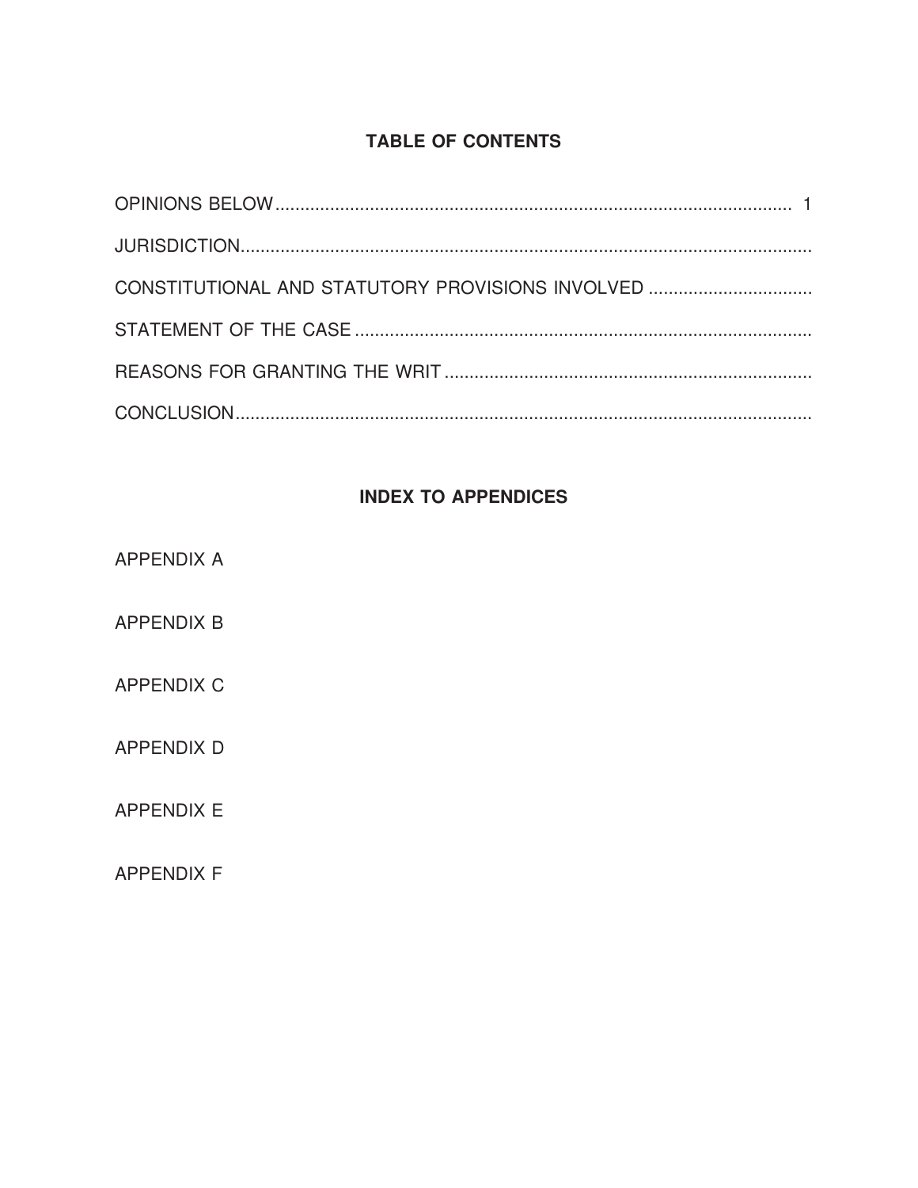## TABLE OF CONTENTS

OPINIONS BELOW ........................................................................................................ 1

JURISDICTION...................................................................................................................

CONSTITUTIONAL AND STATUTORY PROVISIONS INVOLVED ................................

STATEMENT OF THE CASE ...........................................................................................

REASONS FOR GRANTING THE WRIT .........................................................................

CONCLUSION....................................................................................................................

## INDEX TO APPENDICES

APPENDIX A

APPENDIX B

APPENDIX C

APPENDIX D

APPENDIX E

APPENDIX F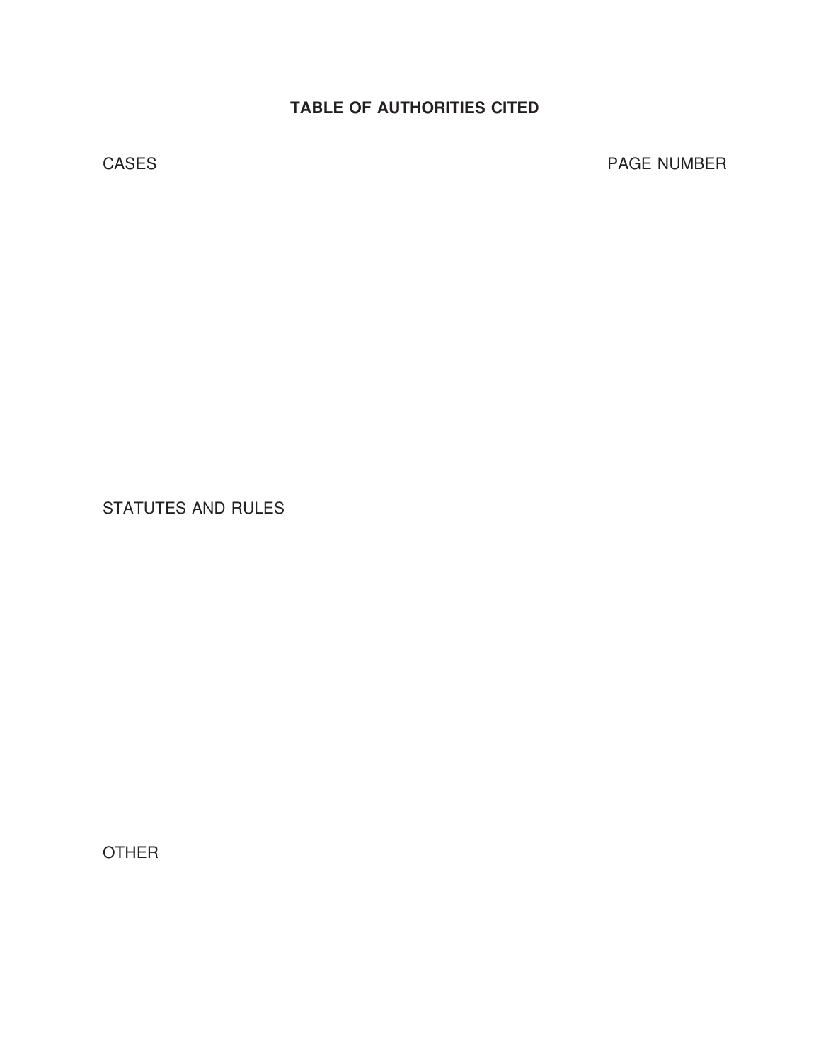**TABLE OF AUTHORITIES CITED**

| CASES | PAGE NUMBER |
| --- | --- |

STATUTES AND RULES

OTHER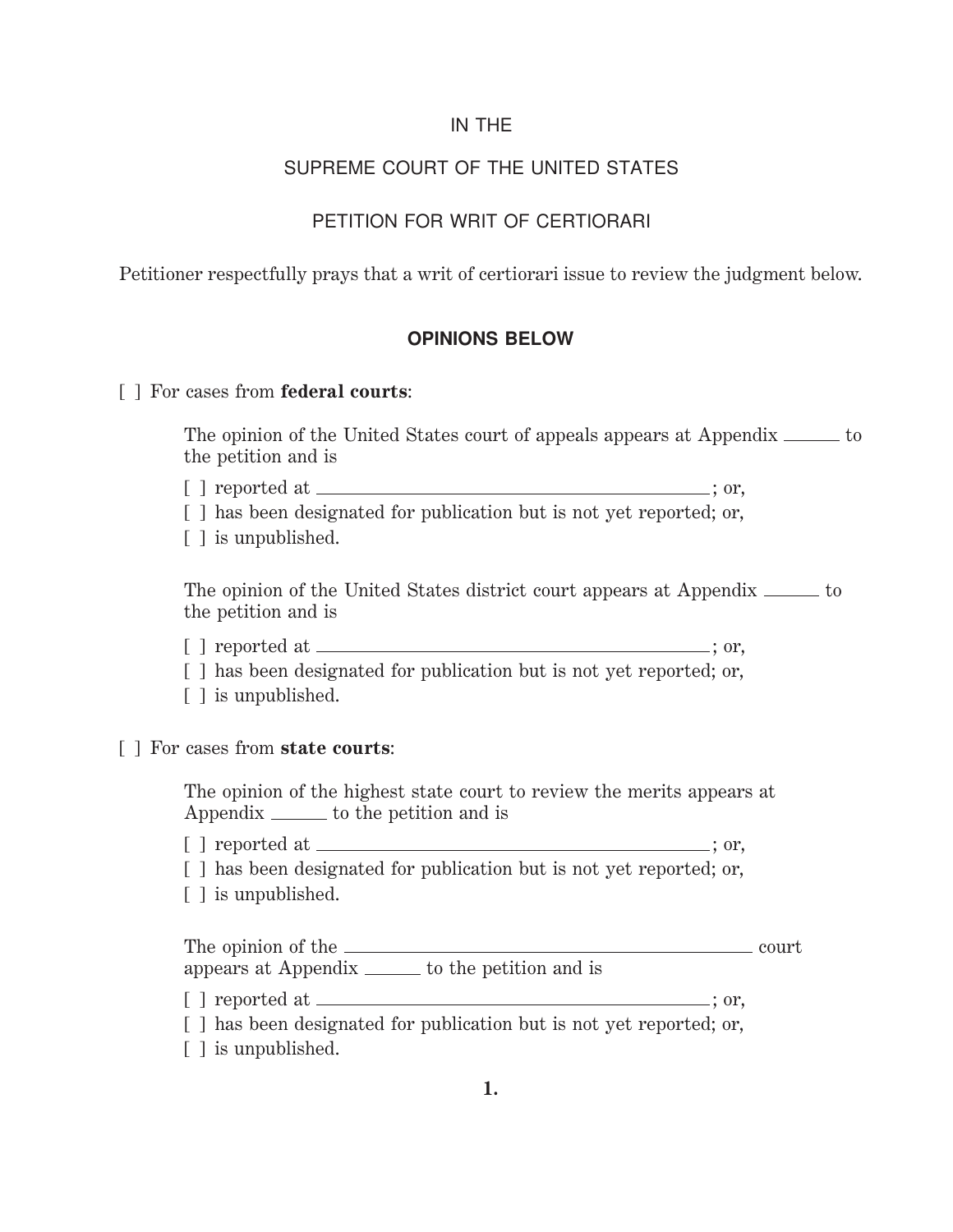IN THE

SUPREME COURT OF THE UNITED STATES

PETITION FOR WRIT OF CERTIORARI

Petitioner respectfully prays that a writ of certiorari issue to review the judgment below.

## OPINIONS BELOW

[ ] For cases from **federal courts**:

The opinion of the United States court of appeals appears at Appendix ______ to the petition and is

[ ] reported at ______________________________; or,
[ ] has been designated for publication but is not yet reported; or,
[ ] is unpublished.

The opinion of the United States district court appears at Appendix ______ to the petition and is

[ ] reported at ______________________________; or,
[ ] has been designated for publication but is not yet reported; or,
[ ] is unpublished.

[ ] For cases from **state courts**:

The opinion of the highest state court to review the merits appears at Appendix ______ to the petition and is

[ ] reported at ______________________________; or,
[ ] has been designated for publication but is not yet reported; or,
[ ] is unpublished.

The opinion of the ______________________________ court appears at Appendix ______ to the petition and is

[ ] reported at ______________________________; or,
[ ] has been designated for publication but is not yet reported; or,
[ ] is unpublished.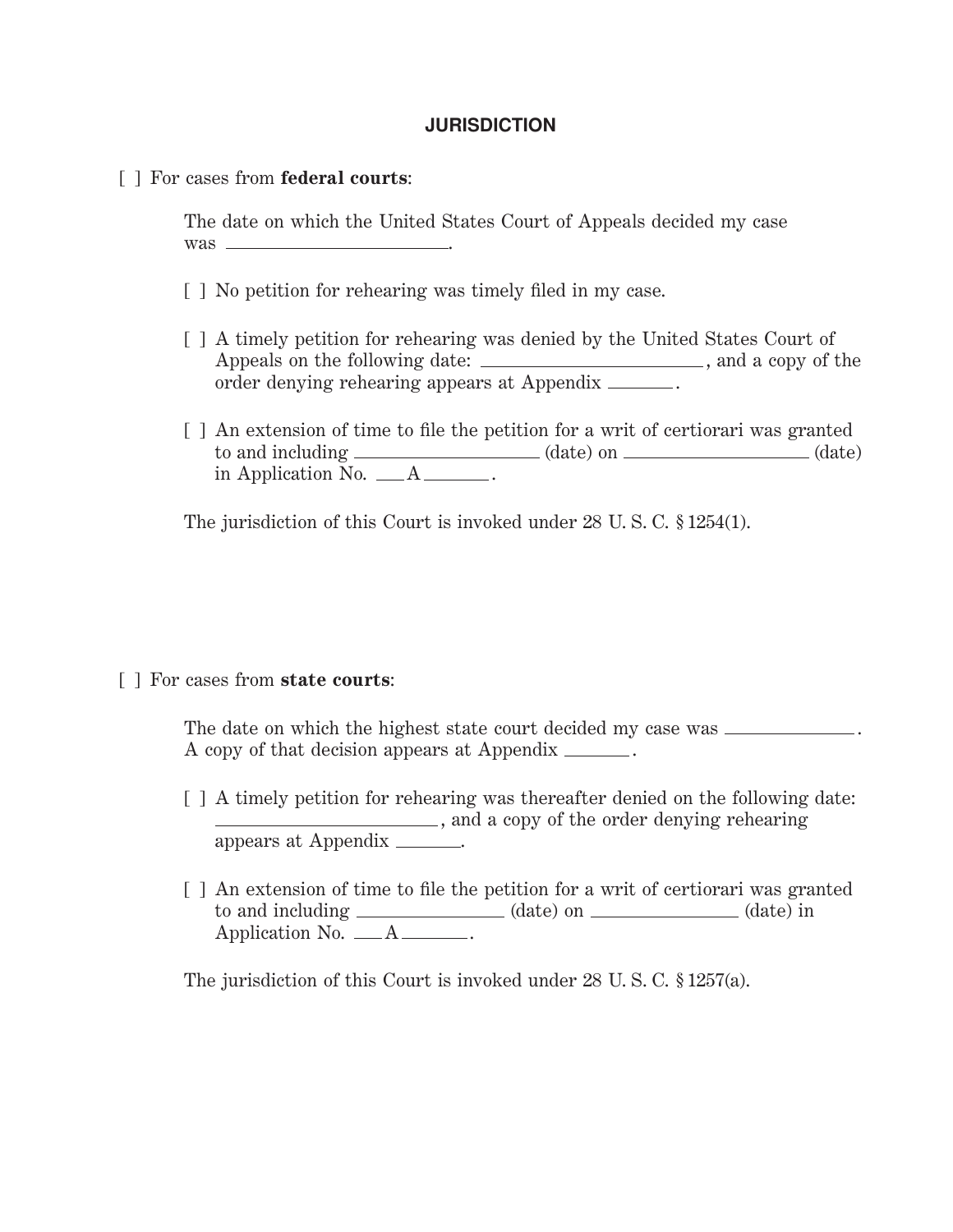## JURISDICTION

[ ] For cases from **federal courts**:

The date on which the United States Court of Appeals decided my case was ______________________.

[ ] No petition for rehearing was timely filed in my case.

[ ] A timely petition for rehearing was denied by the United States Court of Appeals on the following date: ______________________, and a copy of the order denying rehearing appears at Appendix ______.

[ ] An extension of time to file the petition for a writ of certiorari was granted to and including __________________ (date) on __________________ (date) in Application No. ___A______.

The jurisdiction of this Court is invoked under 28 U. S. C. § 1254(1).

[ ] For cases from **state courts**:

The date on which the highest state court decided my case was ______________. A copy of that decision appears at Appendix ______.

[ ] A timely petition for rehearing was thereafter denied on the following date: ______________________, and a copy of the order denying rehearing appears at Appendix ______.

[ ] An extension of time to file the petition for a writ of certiorari was granted to and including ______________ (date) on ______________ (date) in Application No. ___A______.

The jurisdiction of this Court is invoked under 28 U. S. C. § 1257(a).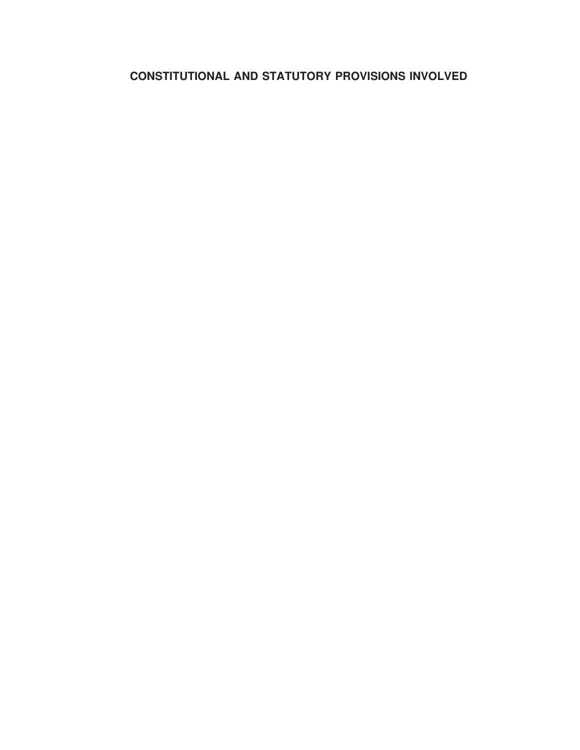## CONSTITUTIONAL AND STATUTORY PROVISIONS INVOLVED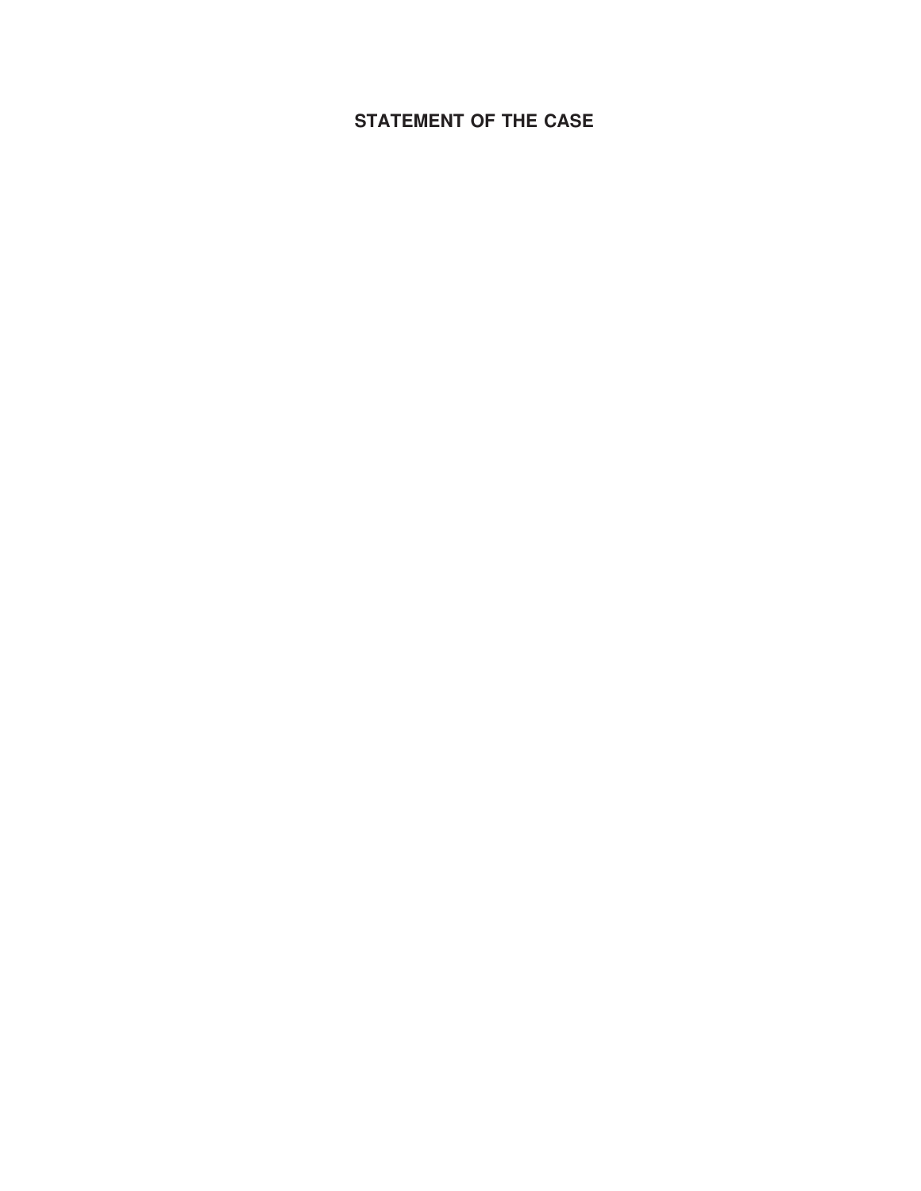# STATEMENT OF THE CASE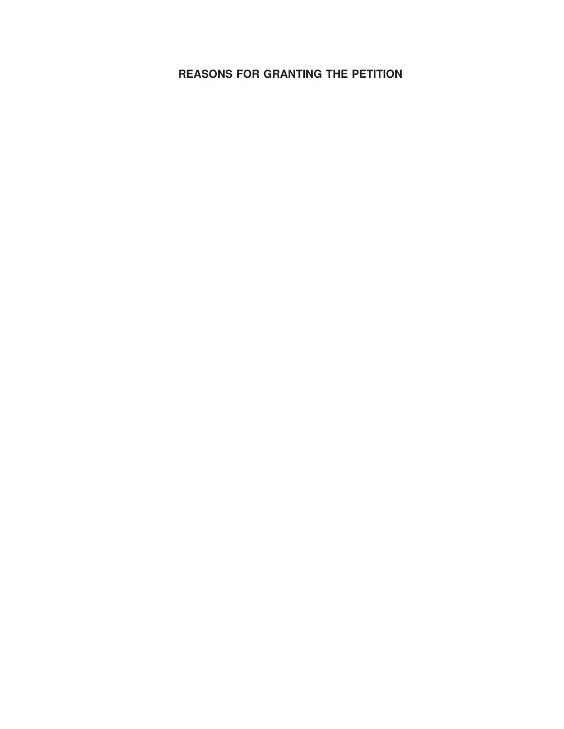## REASONS FOR GRANTING THE PETITION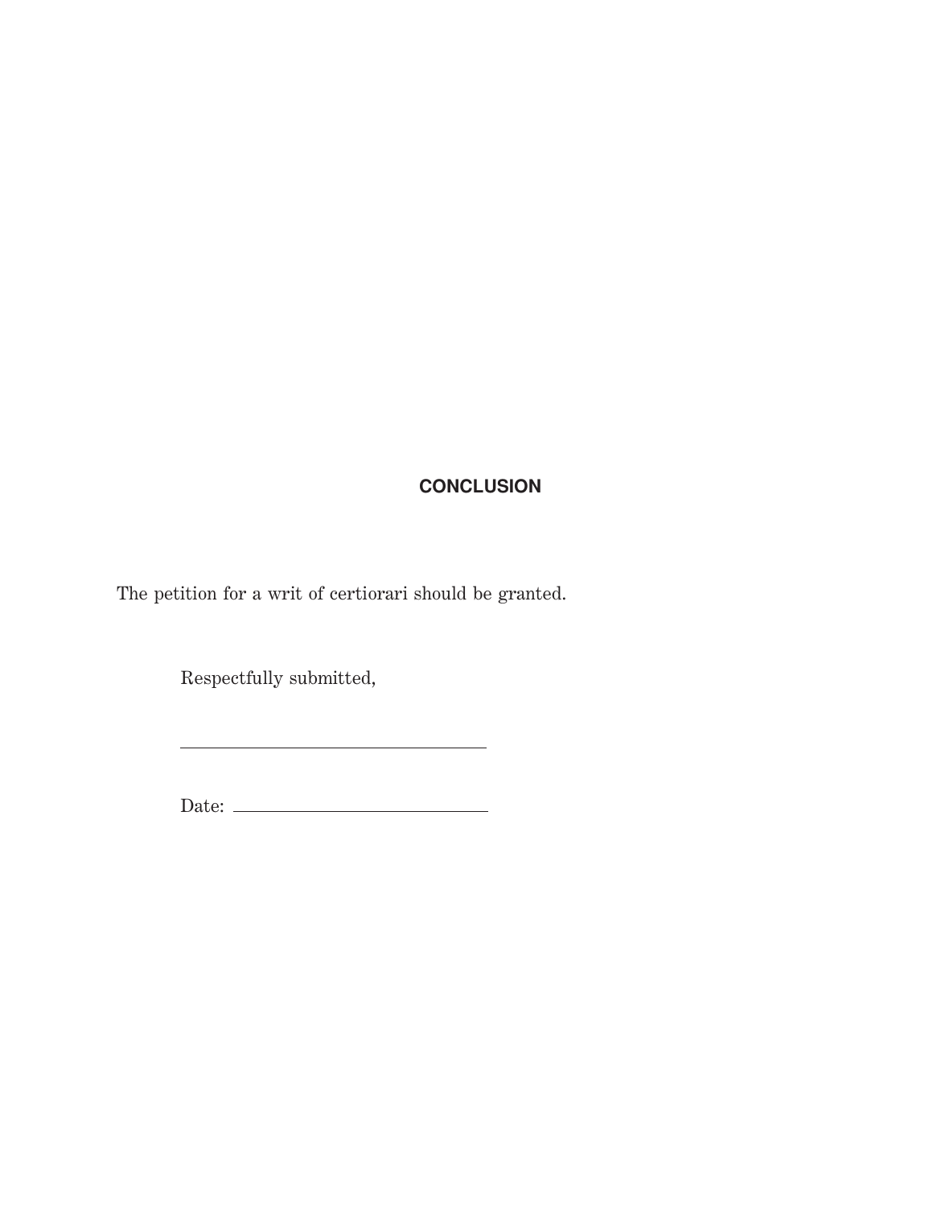## CONCLUSION

The petition for a writ of certiorari should be granted.

Respectfully submitted,

______________________________

Date: ________________________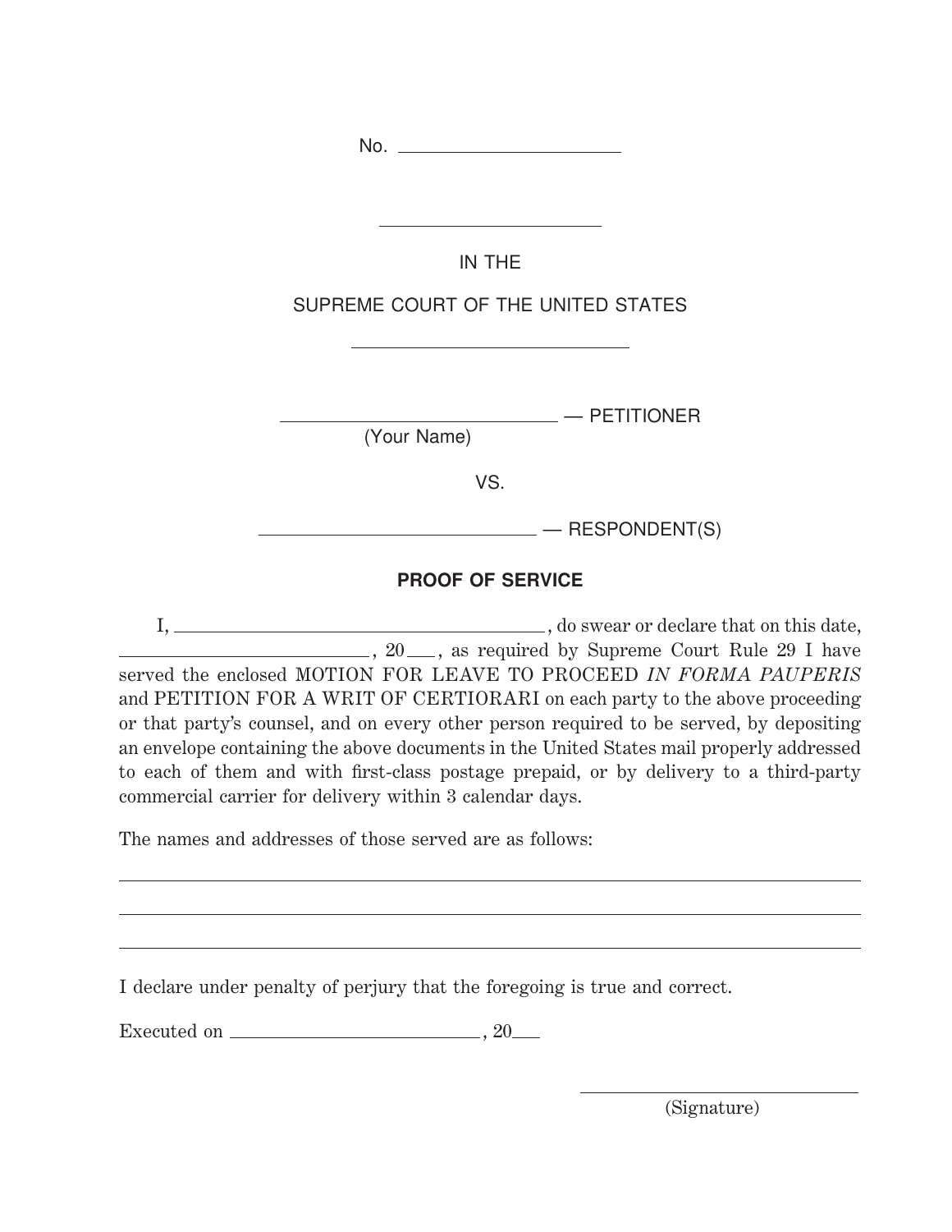No. ____________________

____________________

IN THE

SUPREME COURT OF THE UNITED STATES

____________________

____________________________ — PETITIONER
(Your Name)

VS.

____________________________ — RESPONDENT(S)

**PROOF OF SERVICE**

I, ______________________________________, do swear or declare that on this date, ________________________, 20___, as required by Supreme Court Rule 29 I have served the enclosed MOTION FOR LEAVE TO PROCEED *IN FORMA PAUPERIS* and PETITION FOR A WRIT OF CERTIORARI on each party to the above proceeding or that party's counsel, and on every other person required to be served, by depositing an envelope containing the above documents in the United States mail properly addressed to each of them and with first-class postage prepaid, or by delivery to a third-party commercial carrier for delivery within 3 calendar days.

The names and addresses of those served are as follows:

______________________________________________________________________

______________________________________________________________________

______________________________________________________________________

I declare under penalty of perjury that the foregoing is true and correct.

Executed on ________________________, 20___

______________________________
(Signature)